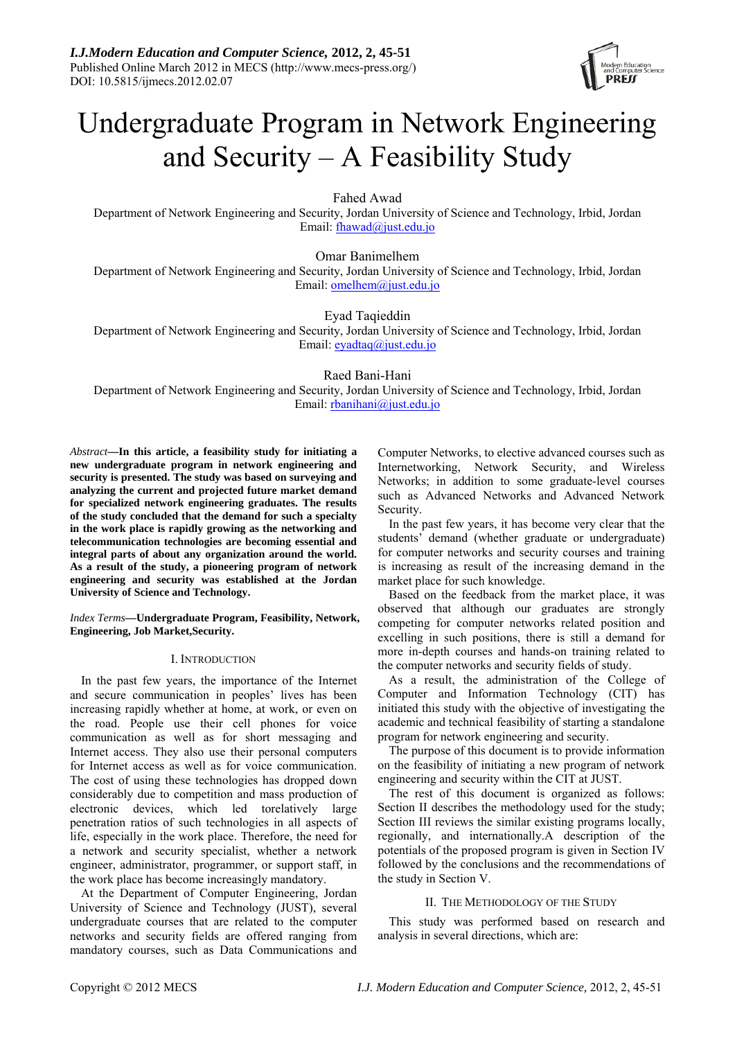# Undergraduate Program in Network Engineering and Security – A Feasibility Study

Fahed Awad
Department of Network Engineering and Security, Jordan University of Science and Technology, Irbid, Jordan
Email: fhawad@just.edu.jo

Omar Banimelhem
Department of Network Engineering and Security, Jordan University of Science and Technology, Irbid, Jordan
Email: omelhem@just.edu.jo

Eyad Taqieddin
Department of Network Engineering and Security, Jordan University of Science and Technology, Irbid, Jordan
Email: eyadtaq@just.edu.jo

Raed Bani-Hani
Department of Network Engineering and Security, Jordan University of Science and Technology, Irbid, Jordan
Email: rbanihani@just.edu.jo

*Abstract*—**In this article, a feasibility study for initiating a new undergraduate program in network engineering and security is presented. The study was based on surveying and analyzing the current and projected future market demand for specialized network engineering graduates. The results of the study concluded that the demand for such a specialty in the work place is rapidly growing as the networking and telecommunication technologies are becoming essential and integral parts of about any organization around the world. As a result of the study, a pioneering program of network engineering and security was established at the Jordan University of Science and Technology.**

*Index Terms*—**Undergraduate Program, Feasibility, Network, Engineering, Job Market,Security.**

## I. Introduction

In the past few years, the importance of the Internet and secure communication in peoples' lives has been increasing rapidly whether at home, at work, or even on the road. People use their cell phones for voice communication as well as for short messaging and Internet access. They also use their personal computers for Internet access as well as for voice communication. The cost of using these technologies has dropped down considerably due to competition and mass production of electronic devices, which led torelatively large penetration ratios of such technologies in all aspects of life, especially in the work place. Therefore, the need for a network and security specialist, whether a network engineer, administrator, programmer, or support staff, in the work place has become increasingly mandatory.

At the Department of Computer Engineering, Jordan University of Science and Technology (JUST), several undergraduate courses that are related to the computer networks and security fields are offered ranging from mandatory courses, such as Data Communications and Computer Networks, to elective advanced courses such as Internetworking, Network Security, and Wireless Networks; in addition to some graduate-level courses such as Advanced Networks and Advanced Network Security.

In the past few years, it has become very clear that the students' demand (whether graduate or undergraduate) for computer networks and security courses and training is increasing as result of the increasing demand in the market place for such knowledge.

Based on the feedback from the market place, it was observed that although our graduates are strongly competing for computer networks related position and excelling in such positions, there is still a demand for more in-depth courses and hands-on training related to the computer networks and security fields of study.

As a result, the administration of the College of Computer and Information Technology (CIT) has initiated this study with the objective of investigating the academic and technical feasibility of starting a standalone program for network engineering and security.

The purpose of this document is to provide information on the feasibility of initiating a new program of network engineering and security within the CIT at JUST.

The rest of this document is organized as follows: Section II describes the methodology used for the study; Section III reviews the similar existing programs locally, regionally, and internationally.A description of the potentials of the proposed program is given in Section IV followed by the conclusions and the recommendations of the study in Section V.

## II. The Methodology of the Study

This study was performed based on research and analysis in several directions, which are: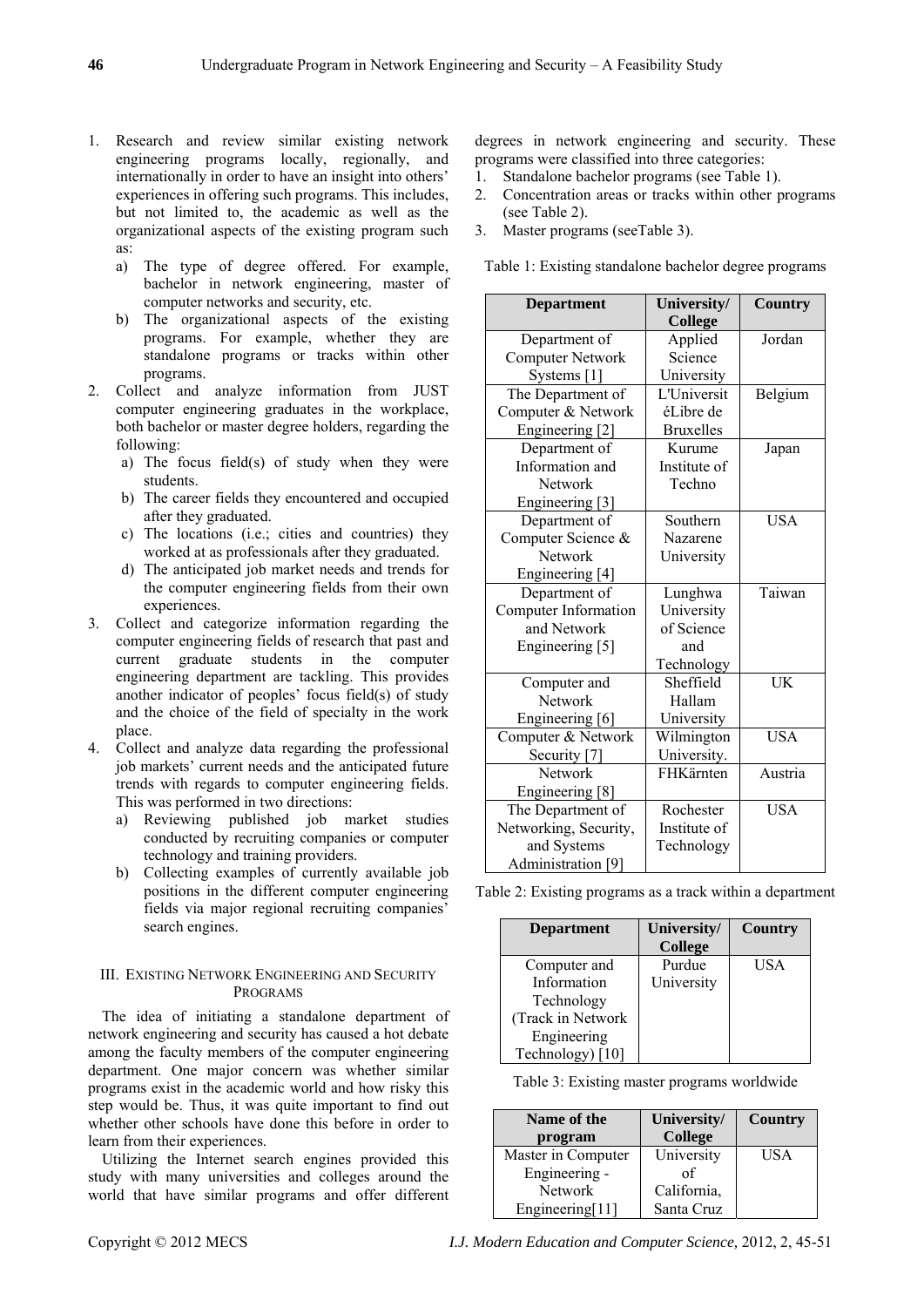1. Research and review similar existing network engineering programs locally, regionally, and internationally in order to have an insight into others' experiences in offering such programs. This includes, but not limited to, the academic as well as the organizational aspects of the existing program such as:
   a) The type of degree offered. For example, bachelor in network engineering, master of computer networks and security, etc.
   b) The organizational aspects of the existing programs. For example, whether they are standalone programs or tracks within other programs.
2. Collect and analyze information from JUST computer engineering graduates in the workplace, both bachelor or master degree holders, regarding the following:
   a) The focus field(s) of study when they were students.
   b) The career fields they encountered and occupied after they graduated.
   c) The locations (i.e.; cities and countries) they worked at as professionals after they graduated.
   d) The anticipated job market needs and trends for the computer engineering fields from their own experiences.
3. Collect and categorize information regarding the computer engineering fields of research that past and current graduate students in the computer engineering department are tackling. This provides another indicator of peoples' focus field(s) of study and the choice of the field of specialty in the work place.
4. Collect and analyze data regarding the professional job markets' current needs and the anticipated future trends with regards to computer engineering fields. This was performed in two directions:
   a) Reviewing published job market studies conducted by recruiting companies or computer technology and training providers.
   b) Collecting examples of currently available job positions in the different computer engineering fields via major regional recruiting companies' search engines.

## III. Existing Network Engineering and Security Programs

The idea of initiating a standalone department of network engineering and security has caused a hot debate among the faculty members of the computer engineering department. One major concern was whether similar programs exist in the academic world and how risky this step would be. Thus, it was quite important to find out whether other schools have done this before in order to learn from their experiences.

Utilizing the Internet search engines provided this study with many universities and colleges around the world that have similar programs and offer different degrees in network engineering and security. These programs were classified into three categories:

1. Standalone bachelor programs (see Table 1).
2. Concentration areas or tracks within other programs (see Table 2).
3. Master programs (seeTable 3).

Table 1: Existing standalone bachelor degree programs

| Department | University/ College | Country |
|---|---|---|
| Department of Computer Network Systems [1] | Applied Science University | Jordan |
| The Department of Computer & Network Engineering [2] | L'Universit éLibre de Bruxelles | Belgium |
| Department of Information and Network Engineering [3] | Kurume Institute of Techno | Japan |
| Department of Computer Science & Network Engineering [4] | Southern Nazarene University | USA |
| Department of Computer Information and Network Engineering [5] | Lunghwa University of Science and Technology | Taiwan |
| Computer and Network Engineering [6] | Sheffield Hallam University | UK |
| Computer & Network Security [7] | Wilmington University. | USA |
| Network Engineering [8] | FHKärnten | Austria |
| The Department of Networking, Security, and Systems Administration [9] | Rochester Institute of Technology | USA |

Table 2: Existing programs as a track within a department

| Department | University/ College | Country |
|---|---|---|
| Computer and Information Technology (Track in Network Engineering Technology) [10] | Purdue University | USA |

Table 3: Existing master programs worldwide

| Name of the program | University/ College | Country |
|---|---|---|
| Master in Computer Engineering - Network Engineering[11] | University of California, Santa Cruz | USA |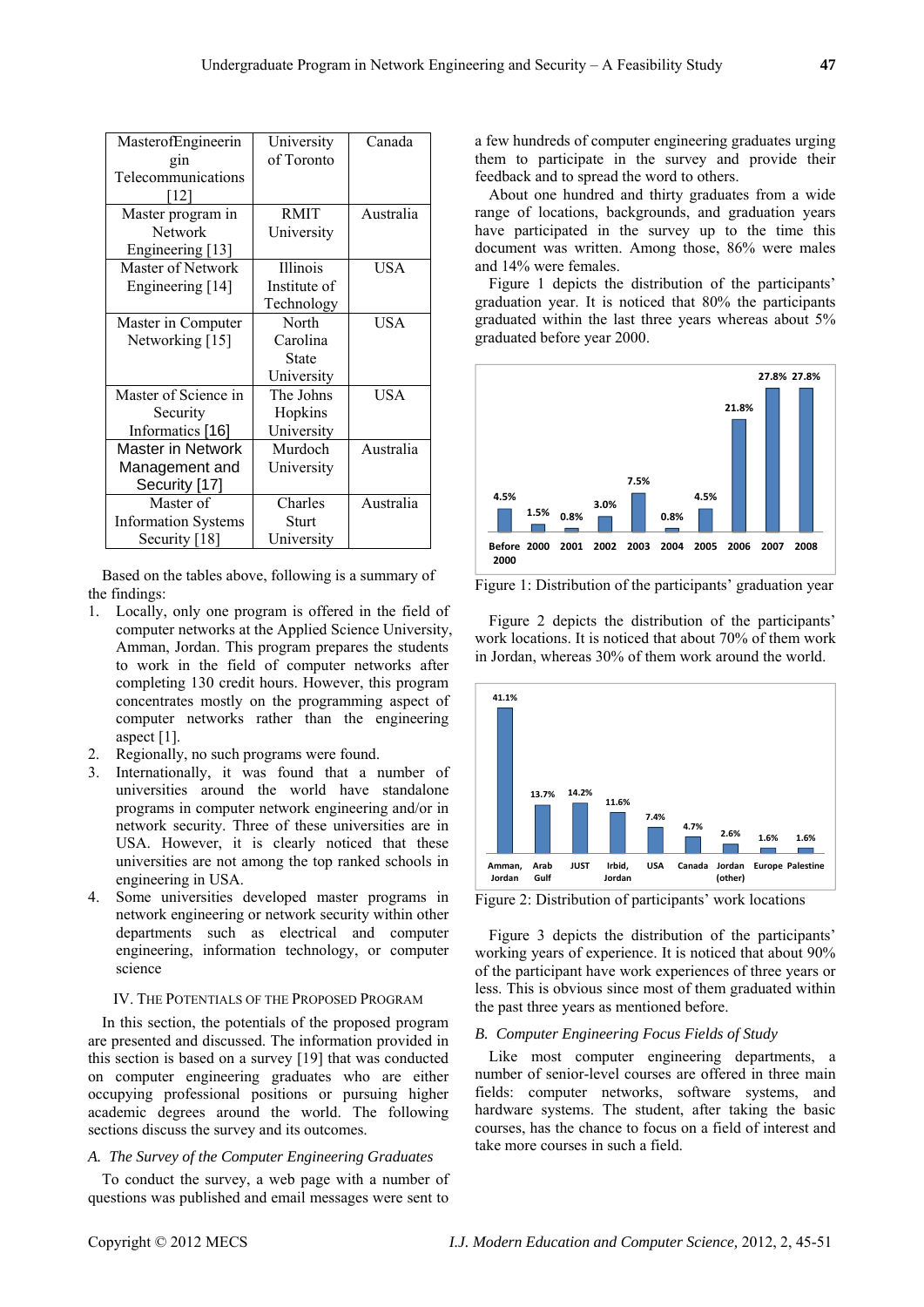| MasterofEngineering Telecommunications [12] | University of Toronto | Canada |
|---|---|---|
| Master program in Network Engineering [13] | RMIT University | Australia |
| Master of Network Engineering [14] | Illinois Institute of Technology | USA |
| Master in Computer Networking [15] | North Carolina State University | USA |
| Master of Science in Security Informatics [16] | The Johns Hopkins University | USA |
| Master in Network Management and Security [17] | Murdoch University | Australia |
| Master of Information Systems Security [18] | Charles Sturt University | Australia |

Based on the tables above, following is a summary of the findings:

1. Locally, only one program is offered in the field of computer networks at the Applied Science University, Amman, Jordan. This program prepares the students to work in the field of computer networks after completing 130 credit hours. However, this program concentrates mostly on the programming aspect of computer networks rather than the engineering aspect [1].
2. Regionally, no such programs were found.
3. Internationally, it was found that a number of universities around the world have standalone programs in computer network engineering and/or in network security. Three of these universities are in USA. However, it is clearly noticed that these universities are not among the top ranked schools in engineering in USA.
4. Some universities developed master programs in network engineering or network security within other departments such as electrical and computer engineering, information technology, or computer science

## IV. The Potentials of the Proposed Program

In this section, the potentials of the proposed program are presented and discussed. The information provided in this section is based on a survey [19] that was conducted on computer engineering graduates who are either occupying professional positions or pursuing higher academic degrees around the world. The following sections discuss the survey and its outcomes.

### *A. The Survey of the Computer Engineering Graduates*

To conduct the survey, a web page with a number of questions was published and email messages were sent to a few hundreds of computer engineering graduates urging them to participate in the survey and provide their feedback and to spread the word to others.

About one hundred and thirty graduates from a wide range of locations, backgrounds, and graduation years have participated in the survey up to the time this document was written. Among those, 86% were males and 14% were females.

Figure 1 depicts the distribution of the participants' graduation year. It is noticed that 80% the participants graduated within the last three years whereas about 5% graduated before year 2000.

| Before 2000 | 2000 | 2001 | 2002 | 2003 | 2004 | 2005 | 2006 | 2007 | 2008 |
|---|---|---|---|---|---|---|---|---|---|
| 4.5% | 1.5% | 0.8% | 3.0% | 7.5% | 0.8% | 4.5% | 21.8% | 27.8% | 27.8% |

Figure 1: Distribution of the participants' graduation year

Figure 2 depicts the distribution of the participants' work locations. It is noticed that about 70% of them work in Jordan, whereas 30% of them work around the world.

| Amman, Jordan | Arab Gulf | JUST | Irbid, Jordan | USA | Canada | Jordan (other) | Europe | Palestine |
|---|---|---|---|---|---|---|---|---|
| 41.1% | 13.7% | 14.2% | 11.6% | 7.4% | 4.7% | 2.6% | 1.6% | 1.6% |

Figure 2: Distribution of participants' work locations

Figure 3 depicts the distribution of the participants' working years of experience. It is noticed that about 90% of the participant have work experiences of three years or less. This is obvious since most of them graduated within the past three years as mentioned before.

### *B. Computer Engineering Focus Fields of Study*

Like most computer engineering departments, a number of senior-level courses are offered in three main fields: computer networks, software systems, and hardware systems. The student, after taking the basic courses, has the chance to focus on a field of interest and take more courses in such a field.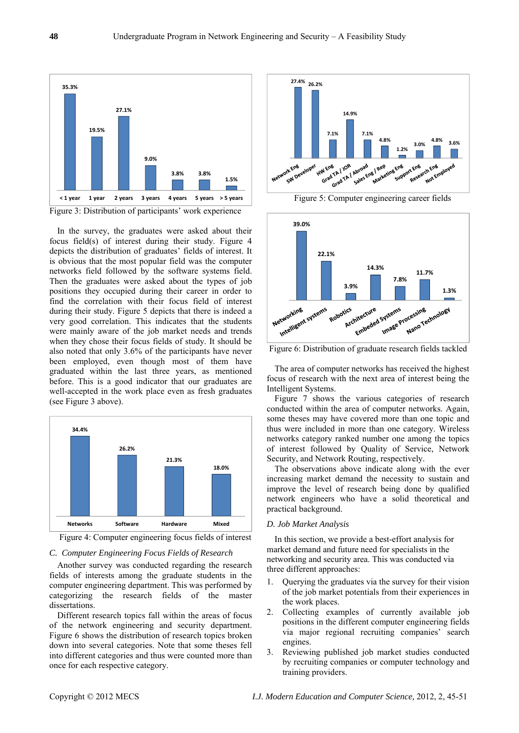Figure 3: Distribution of participants' work experience

In the survey, the graduates were asked about their focus field(s) of interest during their study. Figure 4 depicts the distribution of graduates' fields of interest. It is obvious that the most popular field was the computer networks field followed by the software systems field. Then the graduates were asked about the types of job positions they occupied during their career in order to find the correlation with their focus field of interest during their study. Figure 5 depicts that there is indeed a very good correlation. This indicates that the students were mainly aware of the job market needs and trends when they chose their focus fields of study. It should be also noted that only 3.6% of the participants have never been employed, even though most of them have graduated within the last three years, as mentioned before. This is a good indicator that our graduates are well-accepted in the work place even as fresh graduates (see Figure 3 above).

Figure 4: Computer engineering focus fields of interest

### C. Computer Engineering Focus Fields of Research

Another survey was conducted regarding the research fields of interests among the graduate students in the computer engineering department. This was performed by categorizing the research fields of the master dissertations.

Different research topics fall within the areas of focus of the network engineering and security department. Figure 6 shows the distribution of research topics broken down into several categories. Note that some theses fell into different categories and thus were counted more than once for each respective category.

Figure 5: Computer engineering career fields

Figure 6: Distribution of graduate research fields tackled

The area of computer networks has received the highest focus of research with the next area of interest being the Intelligent Systems.

Figure 7 shows the various categories of research conducted within the area of computer networks. Again, some theses may have covered more than one topic and thus were included in more than one category. Wireless networks category ranked number one among the topics of interest followed by Quality of Service, Network Security, and Network Routing, respectively.

The observations above indicate along with the ever increasing market demand the necessity to sustain and improve the level of research being done by qualified network engineers who have a solid theoretical and practical background.

### D. Job Market Analysis

In this section, we provide a best-effort analysis for market demand and future need for specialists in the networking and security area. This was conducted via three different approaches:

1. Querying the graduates via the survey for their vision of the job market potentials from their experiences in the work places.
2. Collecting examples of currently available job positions in the different computer engineering fields via major regional recruiting companies' search engines.
3. Reviewing published job market studies conducted by recruiting companies or computer technology and training providers.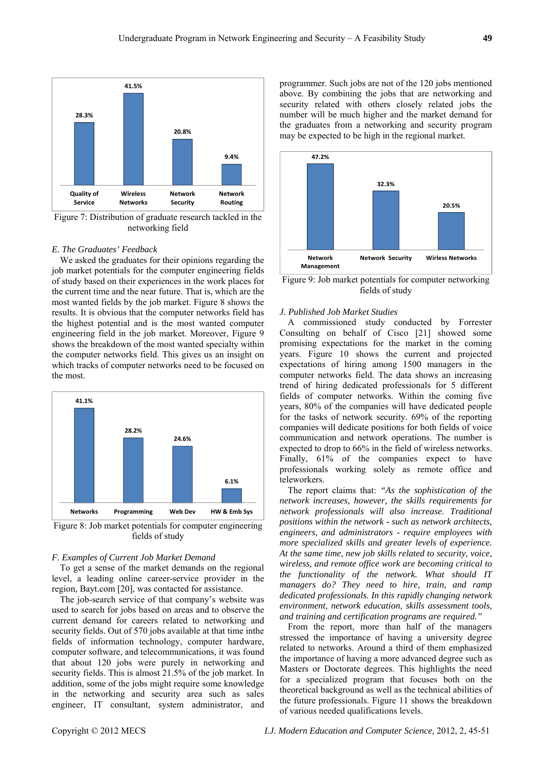| Quality of Service | Wireless Networks | Network Security | Network Routing |
|---|---|---|---|
| 28.3% | 41.5% | 20.8% | 9.4% |

Figure 7: Distribution of graduate research tackled in the networking field

### *E. The Graduates' Feedback*

We asked the graduates for their opinions regarding the job market potentials for the computer engineering fields of study based on their experiences in the work places for the current time and the near future. That is, which are the most wanted fields by the job market. Figure 8 shows the results. It is obvious that the computer networks field has the highest potential and is the most wanted computer engineering field in the job market. Moreover, Figure 9 shows the breakdown of the most wanted specialty within the computer networks field. This gives us an insight on which tracks of computer networks need to be focused on the most.

| Networks | Programming | Web Dev | HW & Emb Sys |
|---|---|---|---|
| 41.1% | 28.2% | 24.6% | 6.1% |

Figure 8: Job market potentials for computer engineering fields of study

### *F. Examples of Current Job Market Demand*

To get a sense of the market demands on the regional level, a leading online career-service provider in the region, Bayt.com [20], was contacted for assistance.

The job-search service of that company's website was used to search for jobs based on areas and to observe the current demand for careers related to networking and security fields. Out of 570 jobs available at that time inthe fields of information technology, computer hardware, computer software, and telecommunications, it was found that about 120 jobs were purely in networking and security fields. This is almost 21.5% of the job market. In addition, some of the jobs might require some knowledge in the networking and security area such as sales engineer, IT consultant, system administrator, and programmer. Such jobs are not of the 120 jobs mentioned above. By combining the jobs that are networking and security related with others closely related jobs the number will be much higher and the market demand for the graduates from a networking and security program may be expected to be high in the regional market.

| Network Management | Network Security | Wirless Networks |
|---|---|---|
| 47.2% | 32.3% | 20.5% |

Figure 9: Job market potentials for computer networking fields of study

### *J. Published Job Market Studies*

A commissioned study conducted by Forrester Consulting on behalf of Cisco [21] showed some promising expectations for the market in the coming years. Figure 10 shows the current and projected expectations of hiring among 1500 managers in the computer networks field. The data shows an increasing trend of hiring dedicated professionals for 5 different fields of computer networks. Within the coming five years, 80% of the companies will have dedicated people for the tasks of network security. 69% of the reporting companies will dedicate positions for both fields of voice communication and network operations. The number is expected to drop to 66% in the field of wireless networks. Finally, 61% of the companies expect to have professionals working solely as remote office and teleworkers.

The report claims that: *"As the sophistication of the network increases, however, the skills requirements for network professionals will also increase. Traditional positions within the network - such as network architects, engineers, and administrators - require employees with more specialized skills and greater levels of experience. At the same time, new job skills related to security, voice, wireless, and remote office work are becoming critical to the functionality of the network. What should IT managers do? They need to hire, train, and ramp dedicated professionals. In this rapidly changing network environment, network education, skills assessment tools, and training and certification programs are required."*

From the report, more than half of the managers stressed the importance of having a university degree related to networks. Around a third of them emphasized the importance of having a more advanced degree such as Masters or Doctorate degrees. This highlights the need for a specialized program that focuses both on the theoretical background as well as the technical abilities of the future professionals. Figure 11 shows the breakdown of various needed qualifications levels.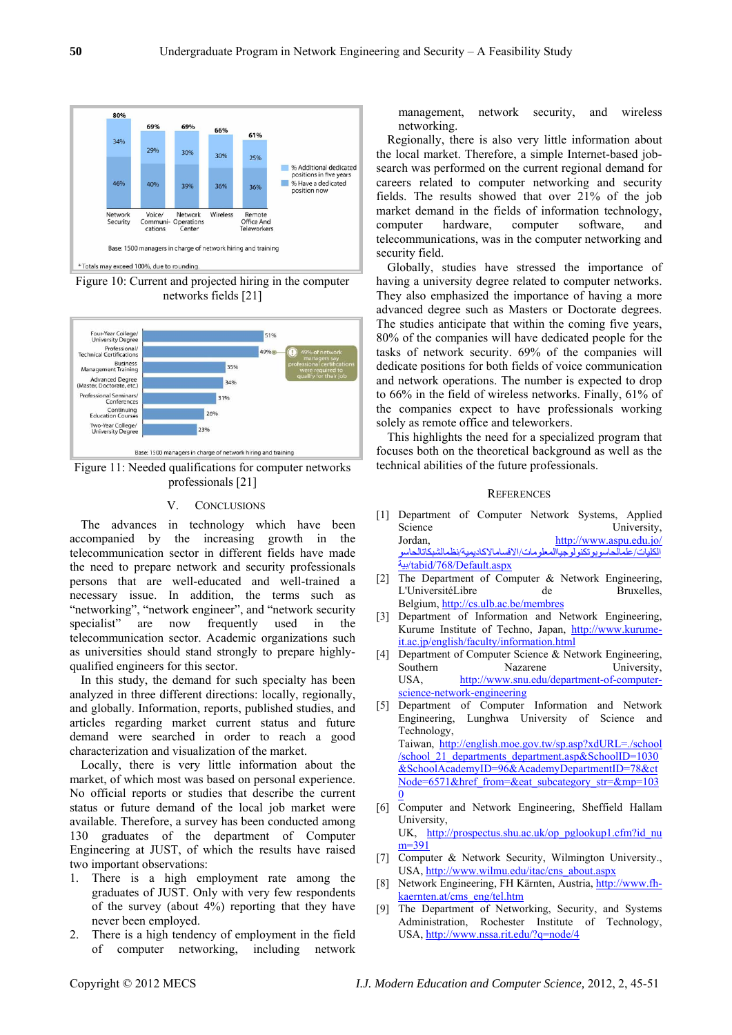Figure 10: Current and projected hiring in the computer networks fields [21]

Figure 11: Needed qualifications for computer networks professionals [21]

## V. Conclusions

The advances in technology which have been accompanied by the increasing growth in the telecommunication sector in different fields have made the need to prepare network and security professionals persons that are well-educated and well-trained a necessary issue. In addition, the terms such as "networking", "network engineer", and "network security specialist" are now frequently used in the telecommunication sector. Academic organizations such as universities should stand strongly to prepare highly-qualified engineers for this sector.

In this study, the demand for such specialty has been analyzed in three different directions: locally, regionally, and globally. Information, reports, published studies, and articles regarding market current status and future demand were searched in order to reach a good characterization and visualization of the market.

Locally, there is very little information about the market, of which most was based on personal experience. No official reports or studies that describe the current status or future demand of the local job market were available. Therefore, a survey has been conducted among 130 graduates of the department of Computer Engineering at JUST, of which the results have raised two important observations:

1. There is a high employment rate among the graduates of JUST. Only with very few respondents of the survey (about 4%) reporting that they have never been employed.
2. There is a high tendency of employment in the field of computer networking, including network management, network security, and wireless networking.

Regionally, there is also very little information about the local market. Therefore, a simple Internet-based job-search was performed on the current regional demand for careers related to computer networking and security fields. The results showed that over 21% of the job market demand in the fields of information technology, computer hardware, computer software, and telecommunications, was in the computer networking and security field.

Globally, studies have stressed the importance of having a university degree related to computer networks. They also emphasized the importance of having a more advanced degree such as Masters or Doctorate degrees. The studies anticipate that within the coming five years, 80% of the companies will have dedicated people for the tasks of network security. 69% of the companies will dedicate positions for both fields of voice communication and network operations. The number is expected to drop to 66% in the field of wireless networks. Finally, 61% of the companies expect to have professionals working solely as remote office and teleworkers.

This highlights the need for a specialized program that focuses both on the theoretical background as well as the technical abilities of the future professionals.

## References

[1] Department of Computer Network Systems, Applied Science University, Jordan, http://www.aspu.edu.jo/الكليات/علمالحاسوبوتكنولوجياالمعلومات/الاقسامالاكاديمية/نظمالشبكاتالحاسوبية/tabid/768/Default.aspx

[2] The Department of Computer & Network Engineering, L'UniversitéLibre de Bruxelles, Belgium, http://cs.ulb.ac.be/membres

[3] Department of Information and Network Engineering, Kurume Institute of Techno, Japan, http://www.kurume-it.ac.jp/english/faculty/information.html

[4] Department of Computer Science & Network Engineering, Southern Nazarene University, USA, http://www.snu.edu/department-of-computer-science-network-engineering

[5] Department of Computer Information and Network Engineering, Lunghwa University of Science and Technology, Taiwan, http://english.moe.gov.tw/sp.asp?xdURL=./school/school_21_departments_department.asp&SchoolID=1030&SchoolAcademyID=96&AcademyDepartmentID=78&ctNode=6571&href_from=&eat_subcategory_str=&mp=1030

[6] Computer and Network Engineering, Sheffield Hallam University, UK, http://prospectus.shu.ac.uk/op_pglookup1.cfm?id_num=391

[7] Computer & Network Security, Wilmington University., USA, http://www.wilmu.edu/itac/cns_about.aspx

[8] Network Engineering, FH Kärnten, Austria, http://www.fh-kaernten.at/cms_eng/tel.htm

[9] The Department of Networking, Security, and Systems Administration, Rochester Institute of Technology, USA, http://www.nssa.rit.edu/?q=node/4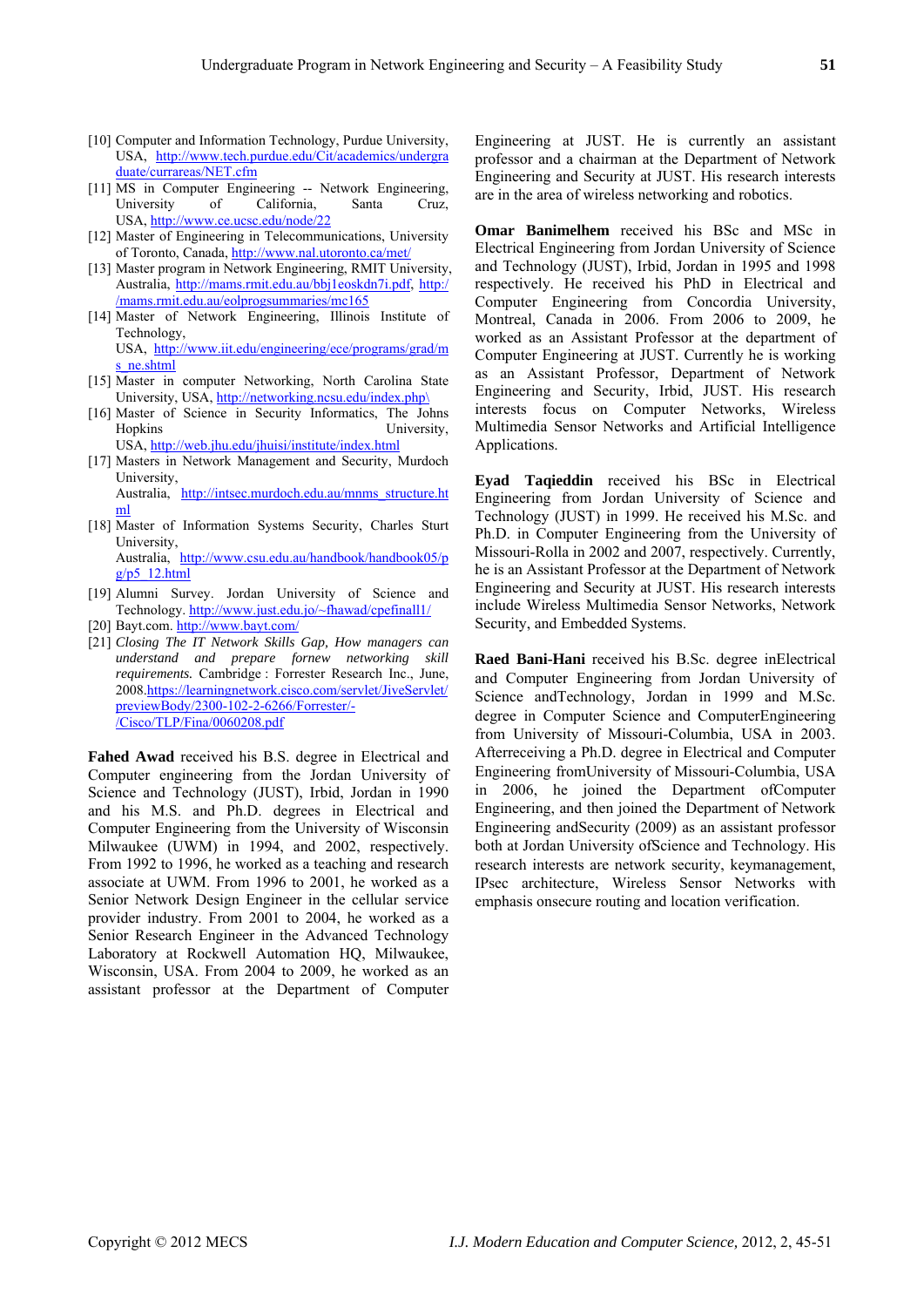[10] Computer and Information Technology, Purdue University, USA, http://www.tech.purdue.edu/Cit/academics/undergraduate/currareas/NET.cfm

[11] MS in Computer Engineering -- Network Engineering, University of California, Santa Cruz, USA, http://www.ce.ucsc.edu/node/22

[12] Master of Engineering in Telecommunications, University of Toronto, Canada, http://www.nal.utoronto.ca/met/

[13] Master program in Network Engineering, RMIT University, Australia, http://mams.rmit.edu.au/bbj1eoskdn7i.pdf, http://mams.rmit.edu.au/eolprogsummaries/mc165

[14] Master of Network Engineering, Illinois Institute of Technology, USA, http://www.iit.edu/engineering/ece/programs/grad/ms_ne.shtml

[15] Master in computer Networking, North Carolina State University, USA, http://networking.ncsu.edu/index.php\

[16] Master of Science in Security Informatics, The Johns Hopkins University, USA, http://web.jhu.edu/jhuisi/institute/index.html

[17] Masters in Network Management and Security, Murdoch University, Australia, http://intsec.murdoch.edu.au/mnms_structure.html

[18] Master of Information Systems Security, Charles Sturt University, Australia, http://www.csu.edu.au/handbook/handbook05/pg/p5_12.html

[19] Alumni Survey. Jordan University of Science and Technology. http://www.just.edu.jo/~fhawad/cpefinall1/

[20] Bayt.com. http://www.bayt.com/

[21] *Closing The IT Network Skills Gap, How managers can understand and prepare fornew networking skill requirements.* Cambridge : Forrester Research Inc., June, 2008.https://learningnetwork.cisco.com/servlet/JiveServlet/previewBody/2300-102-2-6266/Forrester/-/Cisco/TLP/Fina/0060208.pdf

**Fahed Awad** received his B.S. degree in Electrical and Computer engineering from the Jordan University of Science and Technology (JUST), Irbid, Jordan in 1990 and his M.S. and Ph.D. degrees in Electrical and Computer Engineering from the University of Wisconsin Milwaukee (UWM) in 1994, and 2002, respectively. From 1992 to 1996, he worked as a teaching and research associate at UWM. From 1996 to 2001, he worked as a Senior Network Design Engineer in the cellular service provider industry. From 2001 to 2004, he worked as a Senior Research Engineer in the Advanced Technology Laboratory at Rockwell Automation HQ, Milwaukee, Wisconsin, USA. From 2004 to 2009, he worked as an assistant professor at the Department of Computer Engineering at JUST. He is currently an assistant professor and a chairman at the Department of Network Engineering and Security at JUST. His research interests are in the area of wireless networking and robotics.

**Omar Banimelhem** received his BSc and MSc in Electrical Engineering from Jordan University of Science and Technology (JUST), Irbid, Jordan in 1995 and 1998 respectively. He received his PhD in Electrical and Computer Engineering from Concordia University, Montreal, Canada in 2006. From 2006 to 2009, he worked as an Assistant Professor at the department of Computer Engineering at JUST. Currently he is working as an Assistant Professor, Department of Network Engineering and Security, Irbid, JUST. His research interests focus on Computer Networks, Wireless Multimedia Sensor Networks and Artificial Intelligence Applications.

**Eyad Taqieddin** received his BSc in Electrical Engineering from Jordan University of Science and Technology (JUST) in 1999. He received his M.Sc. and Ph.D. in Computer Engineering from the University of Missouri-Rolla in 2002 and 2007, respectively. Currently, he is an Assistant Professor at the Department of Network Engineering and Security at JUST. His research interests include Wireless Multimedia Sensor Networks, Network Security, and Embedded Systems.

**Raed Bani-Hani** received his B.Sc. degree inElectrical and Computer Engineering from Jordan University of Science andTechnology, Jordan in 1999 and M.Sc. degree in Computer Science and ComputerEngineering from University of Missouri-Columbia, USA in 2003. Afterreceiving a Ph.D. degree in Electrical and Computer Engineering fromUniversity of Missouri-Columbia, USA in 2006, he joined the Department ofComputer Engineering, and then joined the Department of Network Engineering andSecurity (2009) as an assistant professor both at Jordan University ofScience and Technology. His research interests are network security, keymanagement, IPsec architecture, Wireless Sensor Networks with emphasis onsecure routing and location verification.